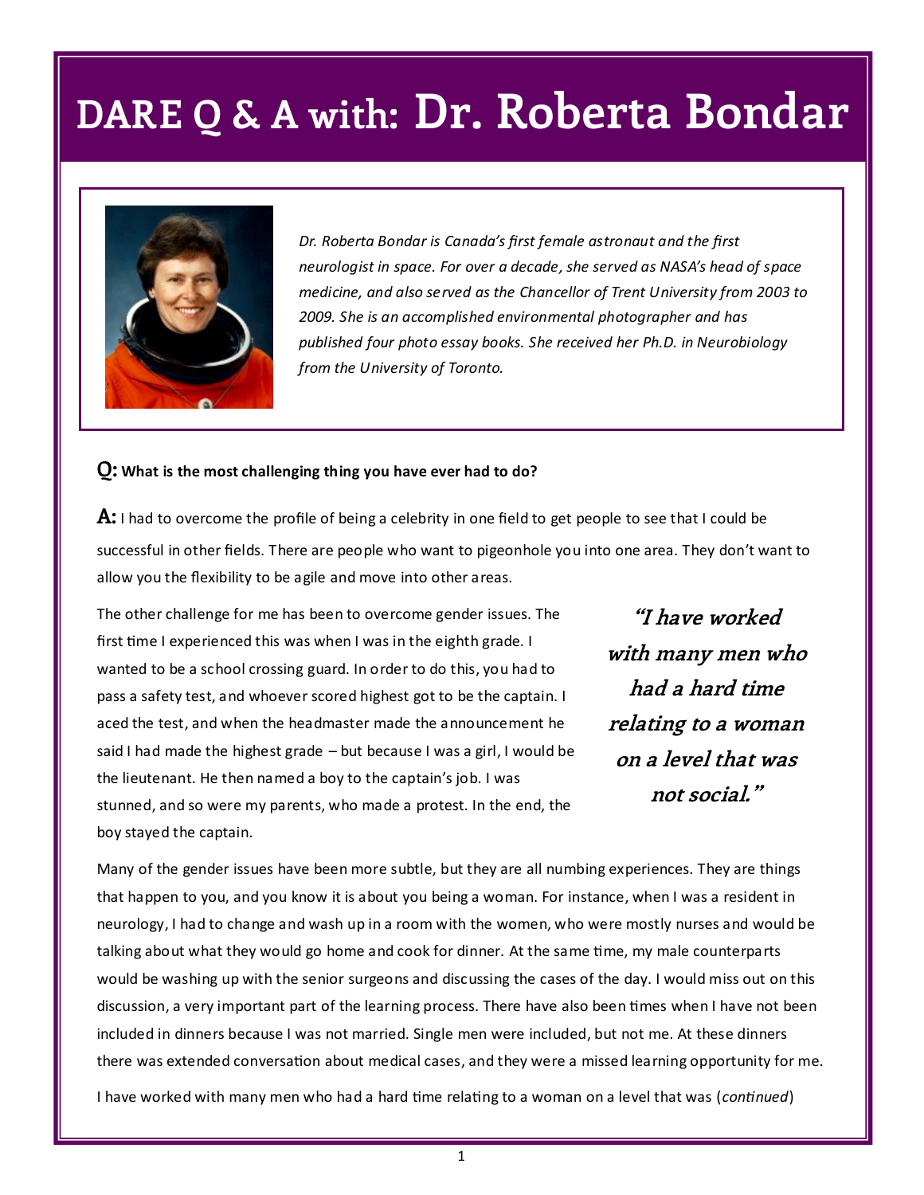# DARE Q & A with: Dr. Roberta Bondar

*Dr. Roberta Bondar is Canada's first female astronaut and the first neurologist in space. For over a decade, she served as NASA's head of space medicine, and also served as the Chancellor of Trent University from 2003 to 2009. She is an accomplished environmental photographer and has published four photo essay books. She received her Ph.D. in Neurobiology from the University of Toronto.*

**Q: What is the most challenging thing you have ever had to do?**

**A:** I had to overcome the profile of being a celebrity in one field to get people to see that I could be successful in other fields. There are people who want to pigeonhole you into one area. They don't want to allow you the flexibility to be agile and move into other areas.

The other challenge for me has been to overcome gender issues. The first time I experienced this was when I was in the eighth grade. I wanted to be a school crossing guard. In order to do this, you had to pass a safety test, and whoever scored highest got to be the captain. I aced the test, and when the headmaster made the announcement he said I had made the highest grade – but because I was a girl, I would be the lieutenant. He then named a boy to the captain's job. I was stunned, and so were my parents, who made a protest. In the end, the boy stayed the captain.

> ***"I have worked with many men who had a hard time relating to a woman on a level that was not social."***

Many of the gender issues have been more subtle, but they are all numbing experiences. They are things that happen to you, and you know it is about you being a woman. For instance, when I was a resident in neurology, I had to change and wash up in a room with the women, who were mostly nurses and would be talking about what they would go home and cook for dinner. At the same time, my male counterparts would be washing up with the senior surgeons and discussing the cases of the day. I would miss out on this discussion, a very important part of the learning process. There have also been times when I have not been included in dinners because I was not married. Single men were included, but not me. At these dinners there was extended conversation about medical cases, and they were a missed learning opportunity for me.

I have worked with many men who had a hard time relating to a woman on a level that was (*continued*)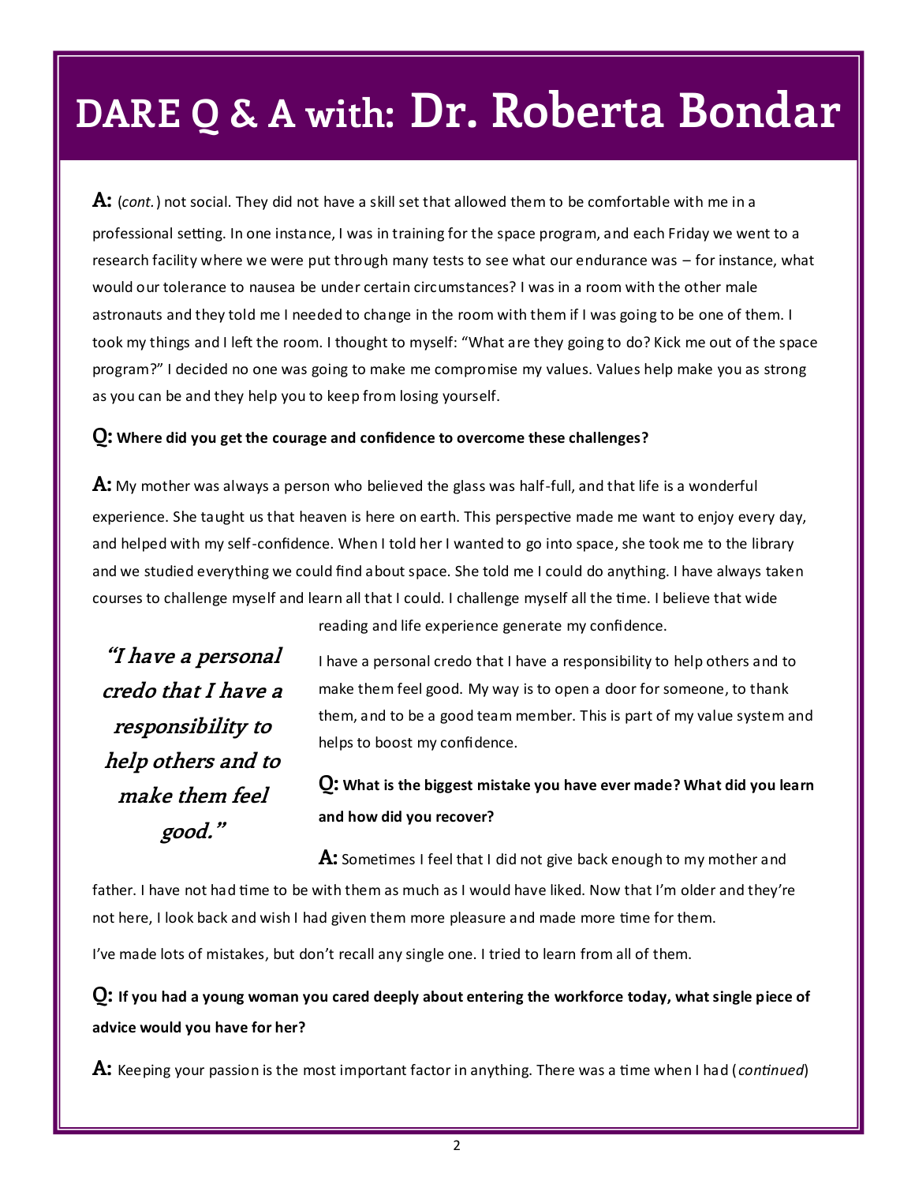# DARE Q & A with: Dr. Roberta Bondar

**A:** (*cont.*) not social. They did not have a skill set that allowed them to be comfortable with me in a professional setting. In one instance, I was in training for the space program, and each Friday we went to a research facility where we were put through many tests to see what our endurance was – for instance, what would our tolerance to nausea be under certain circumstances? I was in a room with the other male astronauts and they told me I needed to change in the room with them if I was going to be one of them. I took my things and I left the room. I thought to myself: "What are they going to do? Kick me out of the space program?" I decided no one was going to make me compromise my values. Values help make you as strong as you can be and they help you to keep from losing yourself.

**Q: Where did you get the courage and confidence to overcome these challenges?**

**A:** My mother was always a person who believed the glass was half-full, and that life is a wonderful experience. She taught us that heaven is here on earth. This perspective made me want to enjoy every day, and helped with my self-confidence. When I told her I wanted to go into space, she took me to the library and we studied everything we could find about space. She told me I could do anything. I have always taken courses to challenge myself and learn all that I could. I challenge myself all the time. I believe that wide reading and life experience generate my confidence.

> ***"I have a personal credo that I have a responsibility to help others and to make them feel good."***

I have a personal credo that I have a responsibility to help others and to make them feel good. My way is to open a door for someone, to thank them, and to be a good team member. This is part of my value system and helps to boost my confidence.

**Q: What is the biggest mistake you have ever made? What did you learn and how did you recover?**

**A:** Sometimes I feel that I did not give back enough to my mother and father. I have not had time to be with them as much as I would have liked. Now that I'm older and they're not here, I look back and wish I had given them more pleasure and made more time for them.

I've made lots of mistakes, but don't recall any single one. I tried to learn from all of them.

**Q: If you had a young woman you cared deeply about entering the workforce today, what single piece of advice would you have for her?**

**A:** Keeping your passion is the most important factor in anything. There was a time when I had (*continued*)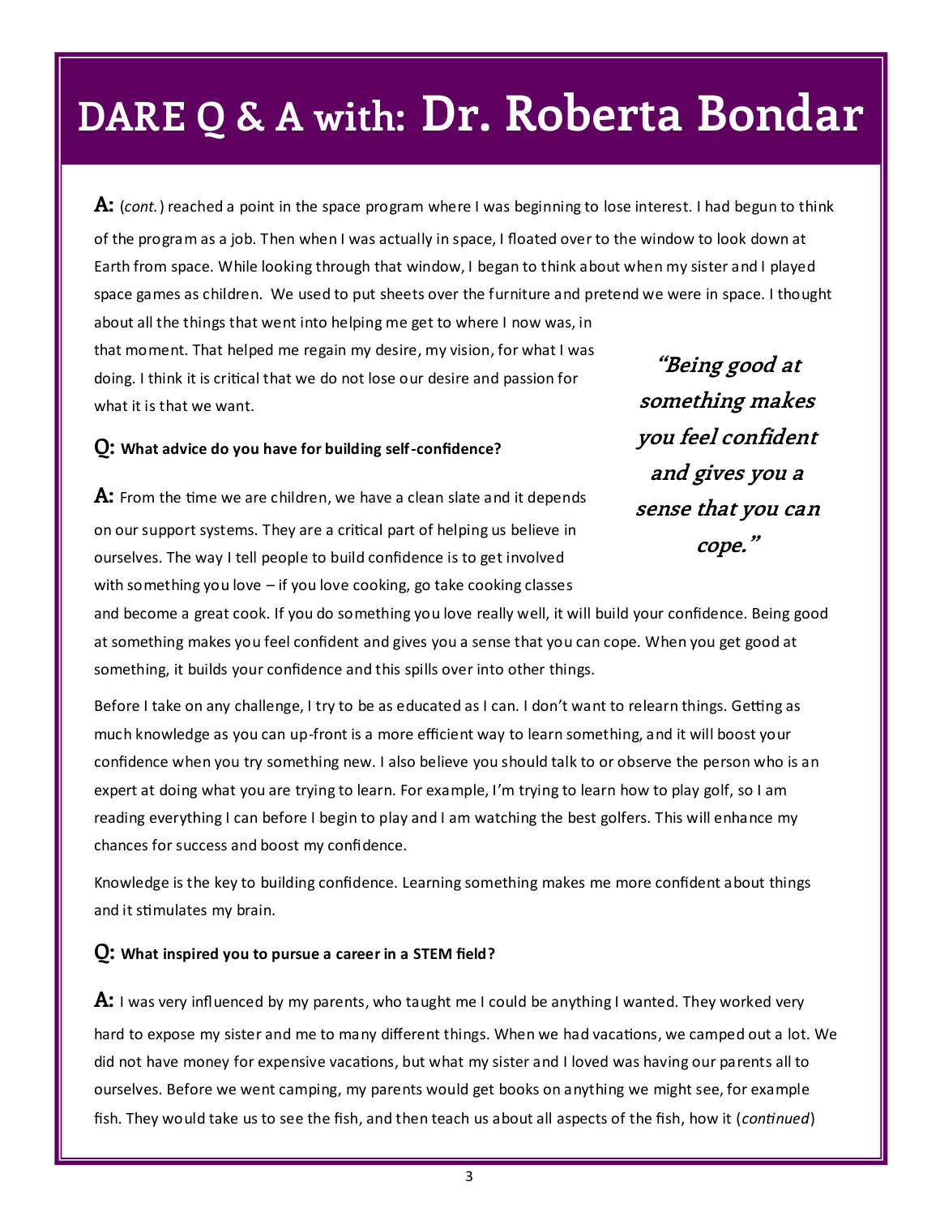# DARE Q & A with: Dr. Roberta Bondar

**A:** (*cont.*) reached a point in the space program where I was beginning to lose interest. I had begun to think of the program as a job. Then when I was actually in space, I floated over to the window to look down at Earth from space. While looking through that window, I began to think about when my sister and I played space games as children. We used to put sheets over the furniture and pretend we were in space. I thought about all the things that went into helping me get to where I now was, in that moment. That helped me regain my desire, my vision, for what I was doing. I think it is critical that we do not lose our desire and passion for what it is that we want.

> ***"Being good at something makes you feel confident and gives you a sense that you can cope."***

**Q: What advice do you have for building self-confidence?**

**A:** From the time we are children, we have a clean slate and it depends on our support systems. They are a critical part of helping us believe in ourselves. The way I tell people to build confidence is to get involved with something you love – if you love cooking, go take cooking classes and become a great cook. If you do something you love really well, it will build your confidence. Being good at something makes you feel confident and gives you a sense that you can cope. When you get good at something, it builds your confidence and this spills over into other things.

Before I take on any challenge, I try to be as educated as I can. I don't want to relearn things. Getting as much knowledge as you can up-front is a more efficient way to learn something, and it will boost your confidence when you try something new. I also believe you should talk to or observe the person who is an expert at doing what you are trying to learn. For example, I'm trying to learn how to play golf, so I am reading everything I can before I begin to play and I am watching the best golfers. This will enhance my chances for success and boost my confidence.

Knowledge is the key to building confidence. Learning something makes me more confident about things and it stimulates my brain.

**Q: What inspired you to pursue a career in a STEM field?**

**A:** I was very influenced by my parents, who taught me I could be anything I wanted. They worked very hard to expose my sister and me to many different things. When we had vacations, we camped out a lot. We did not have money for expensive vacations, but what my sister and I loved was having our parents all to ourselves. Before we went camping, my parents would get books on anything we might see, for example fish. They would take us to see the fish, and then teach us about all aspects of the fish, how it (*continued*)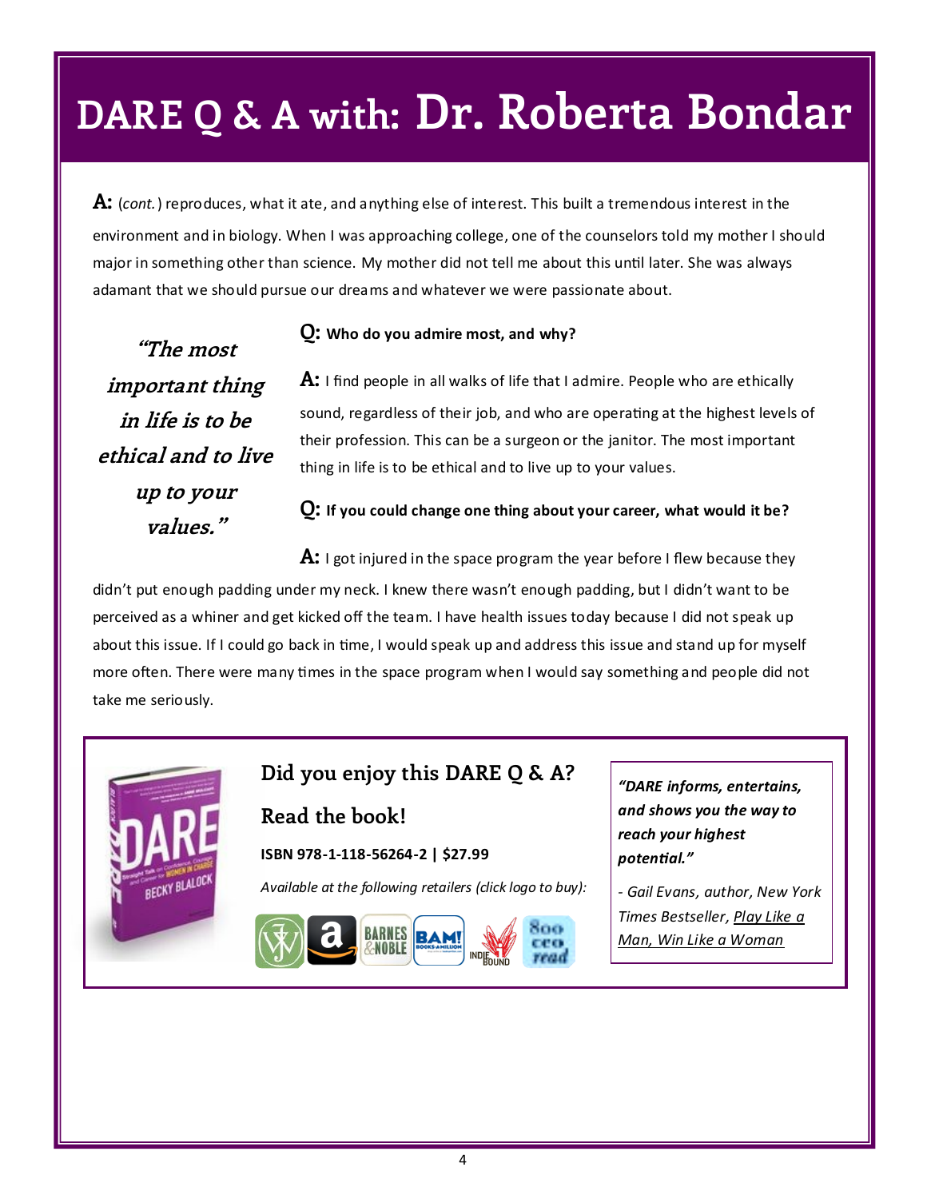# DARE Q & A with: Dr. Roberta Bondar

**A:** (*cont.*) reproduces, what it ate, and anything else of interest. This built a tremendous interest in the environment and in biology. When I was approaching college, one of the counselors told my mother I should major in something other than science. My mother did not tell me about this until later. She was always adamant that we should pursue our dreams and whatever we were passionate about.

***"The most important thing in life is to be ethical and to live up to your values."***

**Q: Who do you admire most, and why?**

**A:** I find people in all walks of life that I admire. People who are ethically sound, regardless of their job, and who are operating at the highest levels of their profession. This can be a surgeon or the janitor. The most important thing in life is to be ethical and to live up to your values.

**Q: If you could change one thing about your career, what would it be?**

**A:** I got injured in the space program the year before I flew because they didn't put enough padding under my neck. I knew there wasn't enough padding, but I didn't want to be perceived as a whiner and get kicked off the team. I have health issues today because I did not speak up about this issue. If I could go back in time, I would speak up and address this issue and stand up for myself more often. There were many times in the space program when I would say something and people did not take me seriously.

## Did you enjoy this DARE Q & A?

## Read the book!

**ISBN 978-1-118-56264-2 | $27.99**

*Available at the following retailers (click logo to buy):*

***"DARE informs, entertains, and shows you the way to reach your highest potential."***

*- Gail Evans, author, New York Times Bestseller, Play Like a Man, Win Like a Woman*